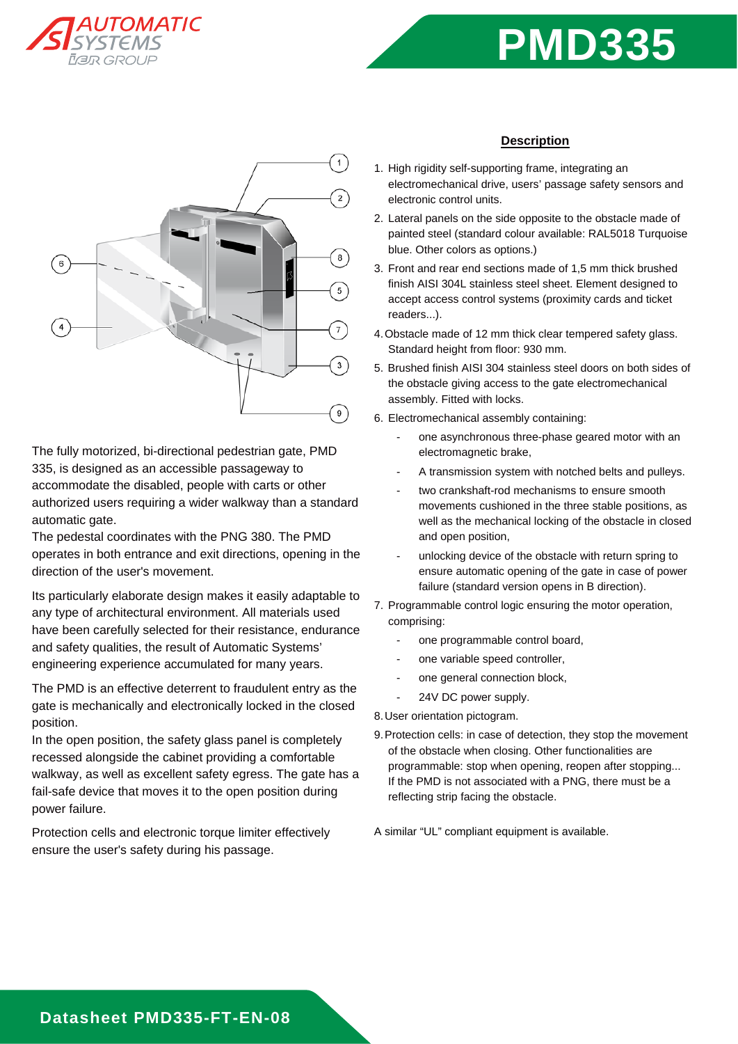# PMD335

The fully motorized, bi-directional pedestrian gate, PMD 335, is designed as an accessible passageway to accommodate the disabled, people with carts or other authorized users requiring a wider walkway than a standard automatic gate.
The pedestal coordinates with the PNG 380. The PMD operates in both entrance and exit directions, opening in the direction of the user's movement.

Its particularly elaborate design makes it easily adaptable to any type of architectural environment. All materials used have been carefully selected for their resistance, endurance and safety qualities, the result of Automatic Systems' engineering experience accumulated for many years.

The PMD is an effective deterrent to fraudulent entry as the gate is mechanically and electronically locked in the closed position.
In the open position, the safety glass panel is completely recessed alongside the cabinet providing a comfortable walkway, as well as excellent safety egress. The gate has a fail-safe device that moves it to the open position during power failure.

Protection cells and electronic torque limiter effectively ensure the user's safety during his passage.

## Description

1. High rigidity self-supporting frame, integrating an electromechanical drive, users' passage safety sensors and electronic control units.
2. Lateral panels on the side opposite to the obstacle made of painted steel (standard colour available: RAL5018 Turquoise blue. Other colors as options.)
3. Front and rear end sections made of 1,5 mm thick brushed finish AISI 304L stainless steel sheet. Element designed to accept access control systems (proximity cards and ticket readers...).
4. Obstacle made of 12 mm thick clear tempered safety glass. Standard height from floor: 930 mm.
5. Brushed finish AISI 304 stainless steel doors on both sides of the obstacle giving access to the gate electromechanical assembly. Fitted with locks.
6. Electromechanical assembly containing:
   - one asynchronous three-phase geared motor with an electromagnetic brake,
   - A transmission system with notched belts and pulleys.
   - two crankshaft-rod mechanisms to ensure smooth movements cushioned in the three stable positions, as well as the mechanical locking of the obstacle in closed and open position,
   - unlocking device of the obstacle with return spring to ensure automatic opening of the gate in case of power failure (standard version opens in B direction).
7. Programmable control logic ensuring the motor operation, comprising:
   - one programmable control board,
   - one variable speed controller,
   - one general connection block,
   - 24V DC power supply.
8. User orientation pictogram.
9. Protection cells: in case of detection, they stop the movement of the obstacle when closing. Other functionalities are programmable: stop when opening, reopen after stopping... If the PMD is not associated with a PNG, there must be a reflecting strip facing the obstacle.

A similar "UL" compliant equipment is available.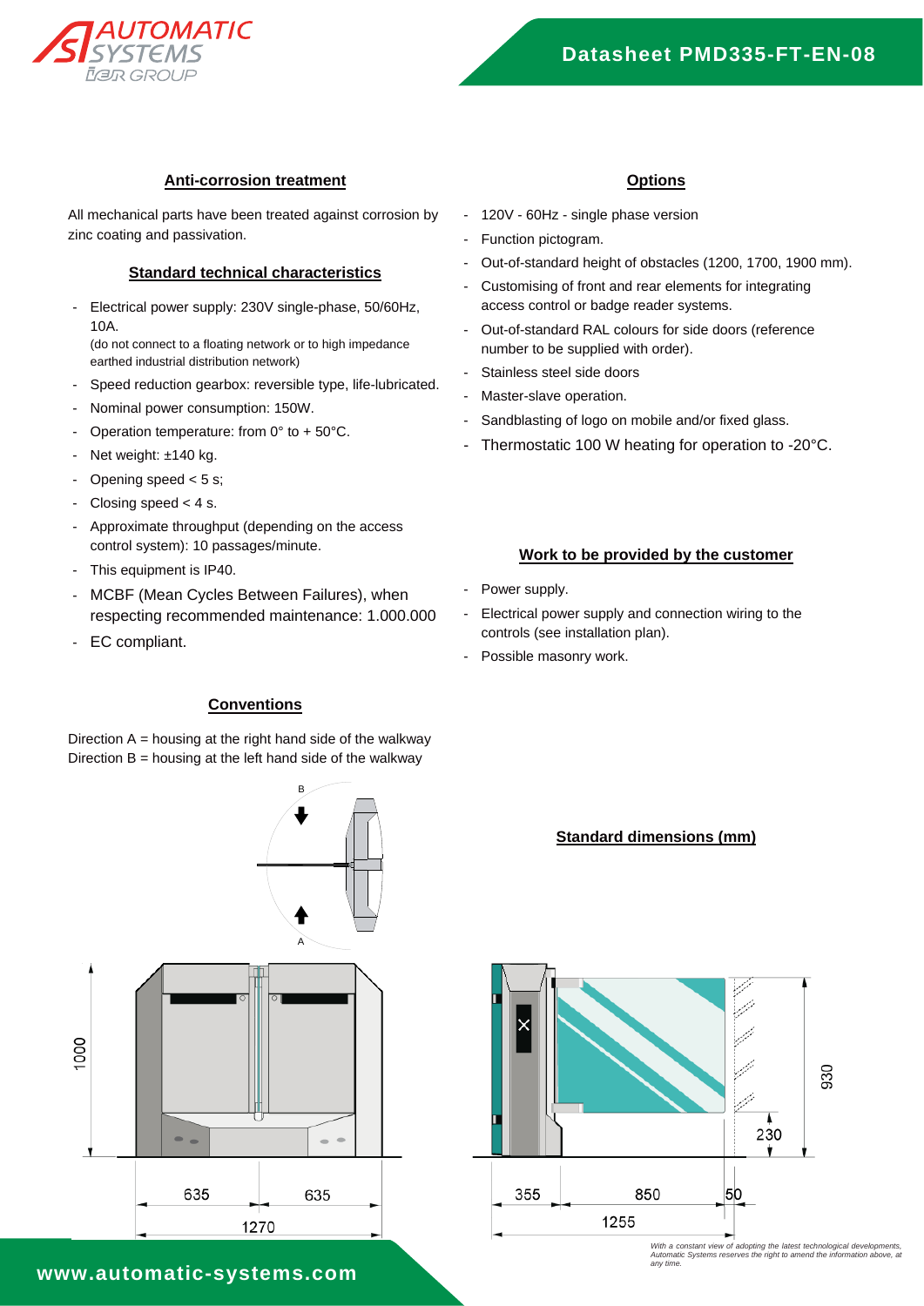## Anti-corrosion treatment

All mechanical parts have been treated against corrosion by zinc coating and passivation.

## Standard technical characteristics

- Electrical power supply: 230V single-phase, 50/60Hz, 10A.
  (do not connect to a floating network or to high impedance earthed industrial distribution network)
- Speed reduction gearbox: reversible type, life-lubricated.
- Nominal power consumption: 150W.
- Operation temperature: from 0° to + 50°C.
- Net weight: ±140 kg.
- Opening speed < 5 s;
- Closing speed < 4 s.
- Approximate throughput (depending on the access control system): 10 passages/minute.
- This equipment is IP40.
- MCBF (Mean Cycles Between Failures), when respecting recommended maintenance: 1.000.000
- EC compliant.

## Conventions

Direction A = housing at the right hand side of the walkway
Direction B = housing at the left hand side of the walkway

B

A

1000

635

635

1270

## Options

- 120V - 60Hz - single phase version
- Function pictogram.
- Out-of-standard height of obstacles (1200, 1700, 1900 mm).
- Customising of front and rear elements for integrating access control or badge reader systems.
- Out-of-standard RAL colours for side doors (reference number to be supplied with order).
- Stainless steel side doors
- Master-slave operation.
- Sandblasting of logo on mobile and/or fixed glass.
- Thermostatic 100 W heating for operation to -20°C.

## Work to be provided by the customer

- Power supply.
- Electrical power supply and connection wiring to the controls (see installation plan).
- Possible masonry work.

## Standard dimensions (mm)

930

230

355

850

50

1255

*With a constant view of adopting the latest technological developments, Automatic Systems reserves the right to amend the information above, at any time.*